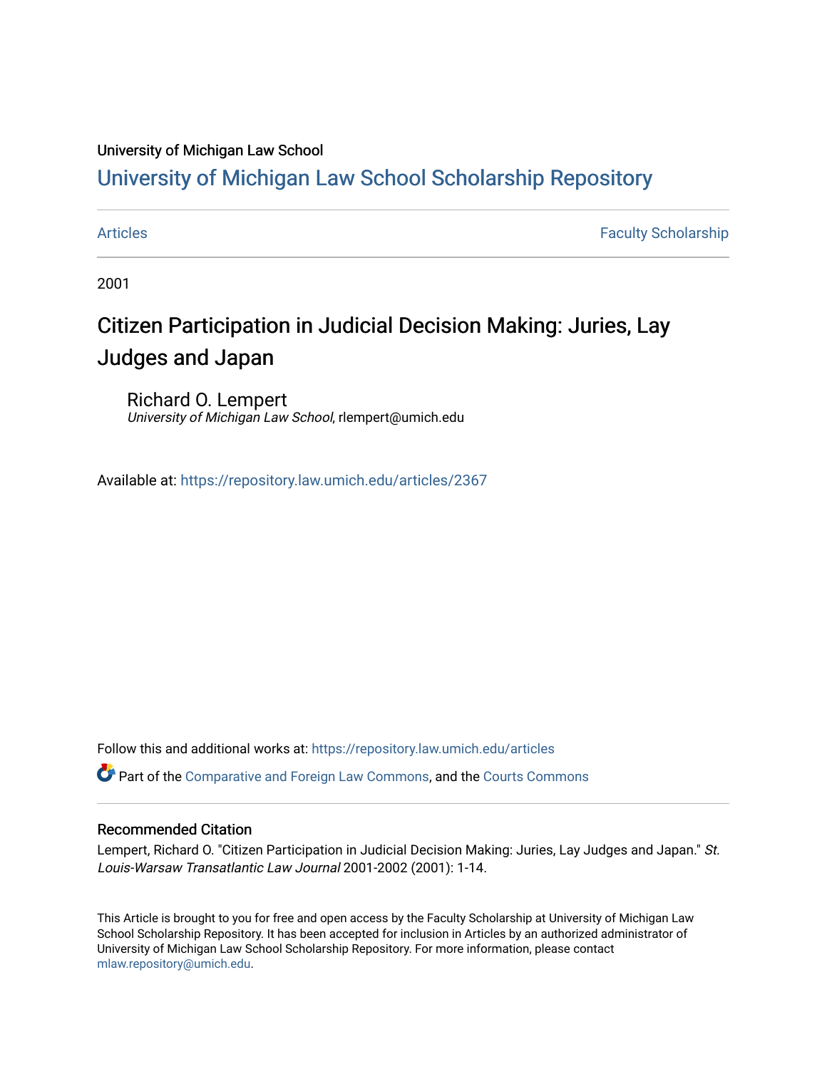University of Michigan Law School

## University of Michigan Law School Scholarship Repository

Articles | Faculty Scholarship

2001

# Citizen Participation in Judicial Decision Making: Juries, Lay Judges and Japan

Richard O. Lempert
*University of Michigan Law School*, rlempert@umich.edu

Available at: https://repository.law.umich.edu/articles/2367

Follow this and additional works at: https://repository.law.umich.edu/articles

Part of the Comparative and Foreign Law Commons, and the Courts Commons

### Recommended Citation

Lempert, Richard O. "Citizen Participation in Judicial Decision Making: Juries, Lay Judges and Japan." *St. Louis-Warsaw Transatlantic Law Journal* 2001-2002 (2001): 1-14.

This Article is brought to you for free and open access by the Faculty Scholarship at University of Michigan Law School Scholarship Repository. It has been accepted for inclusion in Articles by an authorized administrator of University of Michigan Law School Scholarship Repository. For more information, please contact mlaw.repository@umich.edu.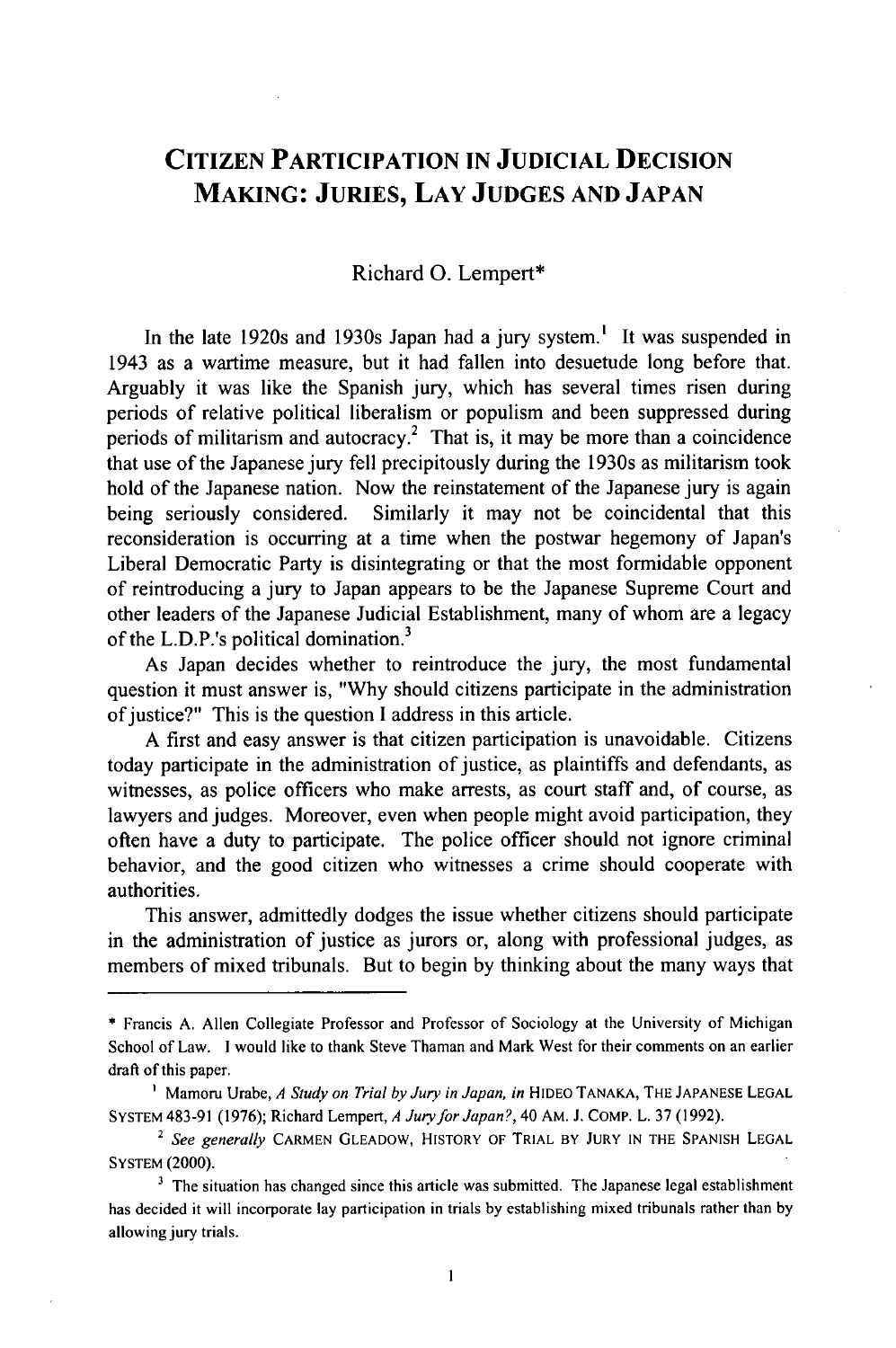# CITIZEN PARTICIPATION IN JUDICIAL DECISION MAKING: JURIES, LAY JUDGES AND JAPAN

Richard O. Lempert*

In the late 1920s and 1930s Japan had a jury system.[1] It was suspended in 1943 as a wartime measure, but it had fallen into desuetude long before that. Arguably it was like the Spanish jury, which has several times risen during periods of relative political liberalism or populism and been suppressed during periods of militarism and autocracy.[2] That is, it may be more than a coincidence that use of the Japanese jury fell precipitously during the 1930s as militarism took hold of the Japanese nation. Now the reinstatement of the Japanese jury is again being seriously considered. Similarly it may not be coincidental that this reconsideration is occurring at a time when the postwar hegemony of Japan's Liberal Democratic Party is disintegrating or that the most formidable opponent of reintroducing a jury to Japan appears to be the Japanese Supreme Court and other leaders of the Japanese Judicial Establishment, many of whom are a legacy of the L.D.P.'s political domination.[3]

As Japan decides whether to reintroduce the jury, the most fundamental question it must answer is, "Why should citizens participate in the administration of justice?" This is the question I address in this article.

A first and easy answer is that citizen participation is unavoidable. Citizens today participate in the administration of justice, as plaintiffs and defendants, as witnesses, as police officers who make arrests, as court staff and, of course, as lawyers and judges. Moreover, even when people might avoid participation, they often have a duty to participate. The police officer should not ignore criminal behavior, and the good citizen who witnesses a crime should cooperate with authorities.

This answer, admittedly dodges the issue whether citizens should participate in the administration of justice as jurors or, along with professional judges, as members of mixed tribunals. But to begin by thinking about the many ways that

---

\* Francis A. Allen Collegiate Professor and Professor of Sociology at the University of Michigan School of Law. I would like to thank Steve Thaman and Mark West for their comments on an earlier draft of this paper.

[1] Mamoru Urabe, *A Study on Trial by Jury in Japan, in* HIDEO TANAKA, THE JAPANESE LEGAL SYSTEM 483-91 (1976); Richard Lempert, *A Jury for Japan?*, 40 AM. J. COMP. L. 37 (1992).

[2] *See generally* CARMEN GLEADOW, HISTORY OF TRIAL BY JURY IN THE SPANISH LEGAL SYSTEM (2000).

[3] The situation has changed since this article was submitted. The Japanese legal establishment has decided it will incorporate lay participation in trials by establishing mixed tribunals rather than by allowing jury trials.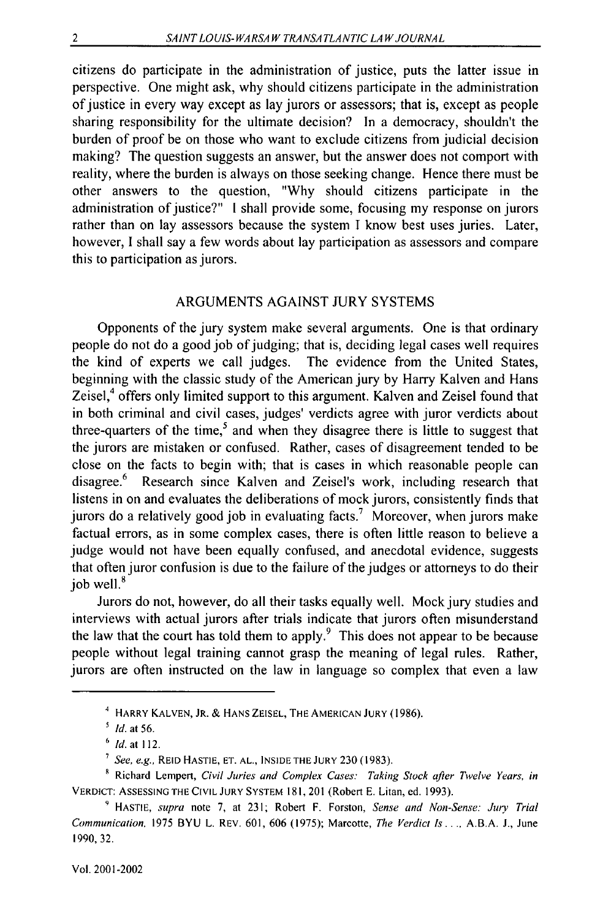citizens do participate in the administration of justice, puts the latter issue in perspective. One might ask, why should citizens participate in the administration of justice in every way except as lay jurors or assessors; that is, except as people sharing responsibility for the ultimate decision? In a democracy, shouldn't the burden of proof be on those who want to exclude citizens from judicial decision making? The question suggests an answer, but the answer does not comport with reality, where the burden is always on those seeking change. Hence there must be other answers to the question, "Why should citizens participate in the administration of justice?" I shall provide some, focusing my response on jurors rather than on lay assessors because the system I know best uses juries. Later, however, I shall say a few words about lay participation as assessors and compare this to participation as jurors.

## ARGUMENTS AGAINST JURY SYSTEMS

Opponents of the jury system make several arguments. One is that ordinary people do not do a good job of judging; that is, deciding legal cases well requires the kind of experts we call judges. The evidence from the United States, beginning with the classic study of the American jury by Harry Kalven and Hans Zeisel,[4] offers only limited support to this argument. Kalven and Zeisel found that in both criminal and civil cases, judges' verdicts agree with juror verdicts about three-quarters of the time,[5] and when they disagree there is little to suggest that the jurors are mistaken or confused. Rather, cases of disagreement tended to be close on the facts to begin with; that is cases in which reasonable people can disagree.[6] Research since Kalven and Zeisel's work, including research that listens in on and evaluates the deliberations of mock jurors, consistently finds that jurors do a relatively good job in evaluating facts.[7] Moreover, when jurors make factual errors, as in some complex cases, there is often little reason to believe a judge would not have been equally confused, and anecdotal evidence, suggests that often juror confusion is due to the failure of the judges or attorneys to do their job well.[8]

Jurors do not, however, do all their tasks equally well. Mock jury studies and interviews with actual jurors after trials indicate that jurors often misunderstand the law that the court has told them to apply.[9] This does not appear to be because people without legal training cannot grasp the meaning of legal rules. Rather, jurors are often instructed on the law in language so complex that even a law

---

[4] HARRY KALVEN, JR. & HANS ZEISEL, THE AMERICAN JURY (1986).

[5] *Id.* at 56.

[6] *Id.* at 112.

[7] *See, e.g.,* REID HASTIE, ET. AL., INSIDE THE JURY 230 (1983).

[8] Richard Lempert, *Civil Juries and Complex Cases: Taking Stock after Twelve Years, in* VERDICT: ASSESSING THE CIVIL JURY SYSTEM 181, 201 (Robert E. Litan, ed. 1993).

[9] HASTIE, *supra* note 7, at 231; Robert F. Forston, *Sense and Non-Sense: Jury Trial Communication,* 1975 BYU L. REV. 601, 606 (1975); Marcotte, *The Verdict Is . . .*, A.B.A. J., June 1990, 32.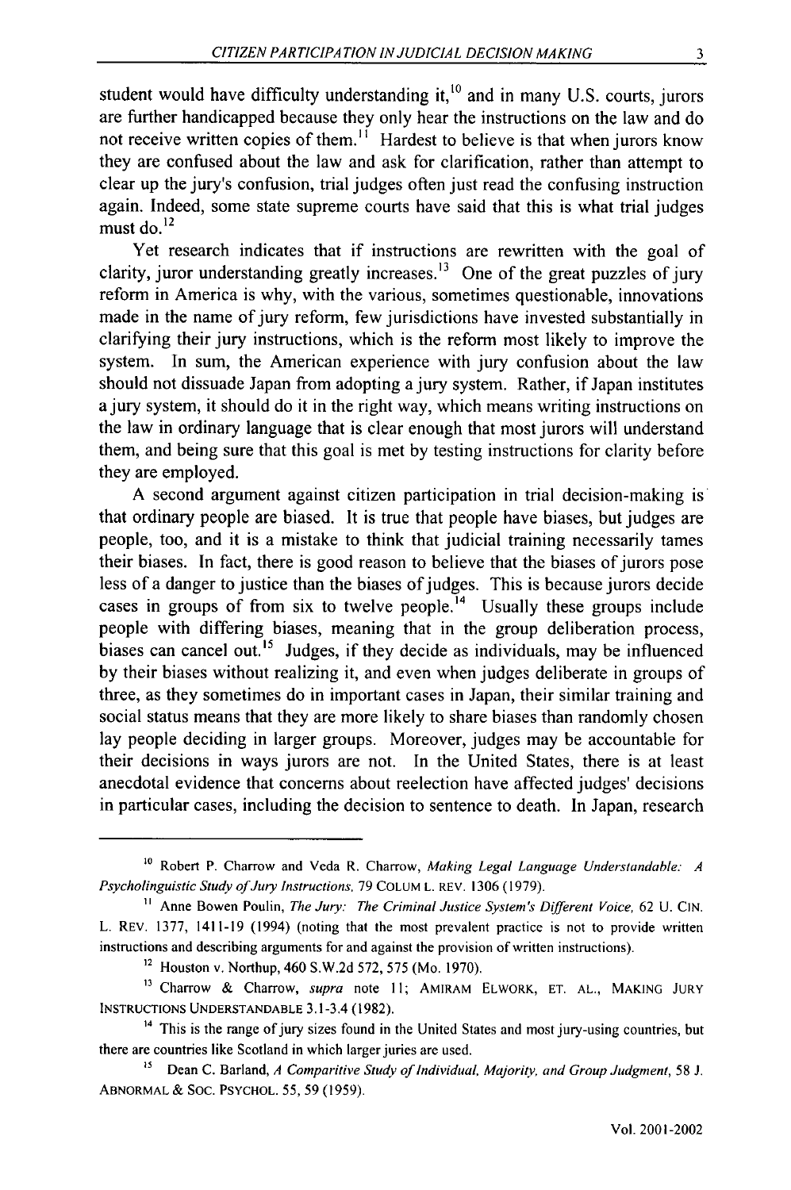student would have difficulty understanding it,[10] and in many U.S. courts, jurors are further handicapped because they only hear the instructions on the law and do not receive written copies of them.[11] Hardest to believe is that when jurors know they are confused about the law and ask for clarification, rather than attempt to clear up the jury's confusion, trial judges often just read the confusing instruction again. Indeed, some state supreme courts have said that this is what trial judges must do.[12]

Yet research indicates that if instructions are rewritten with the goal of clarity, juror understanding greatly increases.[13] One of the great puzzles of jury reform in America is why, with the various, sometimes questionable, innovations made in the name of jury reform, few jurisdictions have invested substantially in clarifying their jury instructions, which is the reform most likely to improve the system. In sum, the American experience with jury confusion about the law should not dissuade Japan from adopting a jury system. Rather, if Japan institutes a jury system, it should do it in the right way, which means writing instructions on the law in ordinary language that is clear enough that most jurors will understand them, and being sure that this goal is met by testing instructions for clarity before they are employed.

A second argument against citizen participation in trial decision-making is that ordinary people are biased. It is true that people have biases, but judges are people, too, and it is a mistake to think that judicial training necessarily tames their biases. In fact, there is good reason to believe that the biases of jurors pose less of a danger to justice than the biases of judges. This is because jurors decide cases in groups of from six to twelve people.[14] Usually these groups include people with differing biases, meaning that in the group deliberation process, biases can cancel out.[15] Judges, if they decide as individuals, may be influenced by their biases without realizing it, and even when judges deliberate in groups of three, as they sometimes do in important cases in Japan, their similar training and social status means that they are more likely to share biases than randomly chosen lay people deciding in larger groups. Moreover, judges may be accountable for their decisions in ways jurors are not. In the United States, there is at least anecdotal evidence that concerns about reelection have affected judges' decisions in particular cases, including the decision to sentence to death. In Japan, research

---

[10] Robert P. Charrow and Veda R. Charrow, *Making Legal Language Understandable: A Psycholinguistic Study of Jury Instructions*, 79 COLUM L. REV. 1306 (1979).

[11] Anne Bowen Poulin, *The Jury: The Criminal Justice System's Different Voice*, 62 U. CIN. L. REV. 1377, 1411-19 (1994) (noting that the most prevalent practice is not to provide written instructions and describing arguments for and against the provision of written instructions).

[12] Houston v. Northup, 460 S.W.2d 572, 575 (Mo. 1970).

[13] Charrow & Charrow, *supra* note 11; AMIRAM ELWORK, ET. AL., MAKING JURY INSTRUCTIONS UNDERSTANDABLE 3.1-3.4 (1982).

[14] This is the range of jury sizes found in the United States and most jury-using countries, but there are countries like Scotland in which larger juries are used.

[15] Dean C. Barland, *A Comparitive Study of Individual, Majority, and Group Judgment*, 58 J. ABNORMAL & SOC. PSYCHOL. 55, 59 (1959).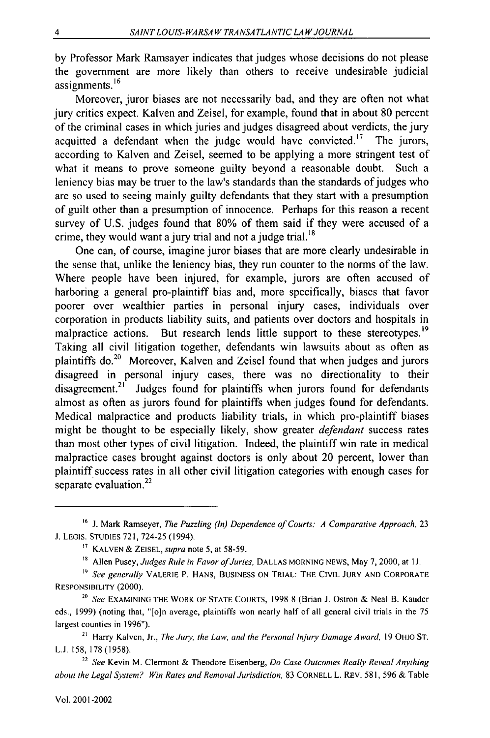by Professor Mark Ramsayer indicates that judges whose decisions do not please the government are more likely than others to receive undesirable judicial assignments.[16]

Moreover, juror biases are not necessarily bad, and they are often not what jury critics expect. Kalven and Zeisel, for example, found that in about 80 percent of the criminal cases in which juries and judges disagreed about verdicts, the jury acquitted a defendant when the judge would have convicted.[17] The jurors, according to Kalven and Zeisel, seemed to be applying a more stringent test of what it means to prove someone guilty beyond a reasonable doubt. Such a leniency bias may be truer to the law's standards than the standards of judges who are so used to seeing mainly guilty defendants that they start with a presumption of guilt other than a presumption of innocence. Perhaps for this reason a recent survey of U.S. judges found that 80% of them said if they were accused of a crime, they would want a jury trial and not a judge trial.[18]

One can, of course, imagine juror biases that are more clearly undesirable in the sense that, unlike the leniency bias, they run counter to the norms of the law. Where people have been injured, for example, jurors are often accused of harboring a general pro-plaintiff bias and, more specifically, biases that favor poorer over wealthier parties in personal injury cases, individuals over corporation in products liability suits, and patients over doctors and hospitals in malpractice actions. But research lends little support to these stereotypes.[19] Taking all civil litigation together, defendants win lawsuits about as often as plaintiffs do.[20] Moreover, Kalven and Zeisel found that when judges and jurors disagreed in personal injury cases, there was no directionality to their disagreement.[21] Judges found for plaintiffs when jurors found for defendants almost as often as jurors found for plaintiffs when judges found for defendants. Medical malpractice and products liability trials, in which pro-plaintiff biases might be thought to be especially likely, show greater *defendant* success rates than most other types of civil litigation. Indeed, the plaintiff win rate in medical malpractice cases brought against doctors is only about 20 percent, lower than plaintiff success rates in all other civil litigation categories with enough cases for separate evaluation.[22]

---

[16] J. Mark Ramseyer, *The Puzzling (In) Dependence of Courts: A Comparative Approach*, 23 J. LEGIS. STUDIES 721, 724-25 (1994).

[17] KALVEN & ZEISEL, *supra* note 5, at 58-59.

[18] Allen Pusey, *Judges Rule in Favor of Juries*, DALLAS MORNING NEWS, May 7, 2000, at 1J.

[19] *See generally* VALERIE P. HANS, BUSINESS ON TRIAL: THE CIVIL JURY AND CORPORATE RESPONSIBILITY (2000).

[20] *See* EXAMINING THE WORK OF STATE COURTS, 1998 8 (Brian J. Ostron & Neal B. Kauder eds., 1999) (noting that, "[o]n average, plaintiffs won nearly half of all general civil trials in the 75 largest counties in 1996").

[21] Harry Kalven, Jr., *The Jury, the Law, and the Personal Injury Damage Award*, 19 OHIO ST. L.J. 158, 178 (1958).

[22] *See* Kevin M. Clermont & Theodore Eisenberg, *Do Case Outcomes Really Reveal Anything about the Legal System? Win Rates and Removal Jurisdiction*, 83 CORNELL L. REV. 581, 596 & Table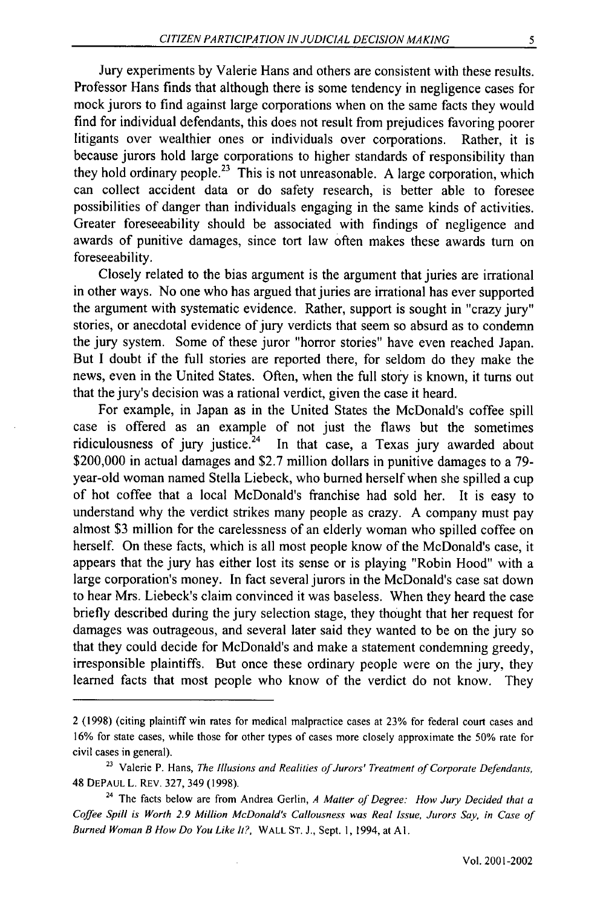Jury experiments by Valerie Hans and others are consistent with these results. Professor Hans finds that although there is some tendency in negligence cases for mock jurors to find against large corporations when on the same facts they would find for individual defendants, this does not result from prejudices favoring poorer litigants over wealthier ones or individuals over corporations. Rather, it is because jurors hold large corporations to higher standards of responsibility than they hold ordinary people.[23] This is not unreasonable. A large corporation, which can collect accident data or do safety research, is better able to foresee possibilities of danger than individuals engaging in the same kinds of activities. Greater foreseeability should be associated with findings of negligence and awards of punitive damages, since tort law often makes these awards turn on foreseeability.

Closely related to the bias argument is the argument that juries are irrational in other ways. No one who has argued that juries are irrational has ever supported the argument with systematic evidence. Rather, support is sought in "crazy jury" stories, or anecdotal evidence of jury verdicts that seem so absurd as to condemn the jury system. Some of these juror "horror stories" have even reached Japan. But I doubt if the full stories are reported there, for seldom do they make the news, even in the United States. Often, when the full story is known, it turns out that the jury's decision was a rational verdict, given the case it heard.

For example, in Japan as in the United States the McDonald's coffee spill case is offered as an example of not just the flaws but the sometimes ridiculousness of jury justice.[24] In that case, a Texas jury awarded about $200,000 in actual damages and $2.7 million dollars in punitive damages to a 79-year-old woman named Stella Liebeck, who burned herself when she spilled a cup of hot coffee that a local McDonald's franchise had sold her. It is easy to understand why the verdict strikes many people as crazy. A company must pay almost $3 million for the carelessness of an elderly woman who spilled coffee on herself. On these facts, which is all most people know of the McDonald's case, it appears that the jury has either lost its sense or is playing "Robin Hood" with a large corporation's money. In fact several jurors in the McDonald's case sat down to hear Mrs. Liebeck's claim convinced it was baseless. When they heard the case briefly described during the jury selection stage, they thought that her request for damages was outrageous, and several later said they wanted to be on the jury so that they could decide for McDonald's and make a statement condemning greedy, irresponsible plaintiffs. But once these ordinary people were on the jury, they learned facts that most people who know of the verdict do not know. They

---

2 (1998) (citing plaintiff win rates for medical malpractice cases at 23% for federal court cases and 16% for state cases, while those for other types of cases more closely approximate the 50% rate for civil cases in general).

[23] Valerie P. Hans, *The Illusions and Realities of Jurors' Treatment of Corporate Defendants*, 48 DEPAUL L. REV. 327, 349 (1998).

[24] The facts below are from Andrea Gerlin, *A Matter of Degree: How Jury Decided that a Coffee Spill is Worth 2.9 Million McDonald's Callousness was Real Issue, Jurors Say, in Case of Burned Woman B How Do You Like It?*, WALL ST. J., Sept. 1, 1994, at A1.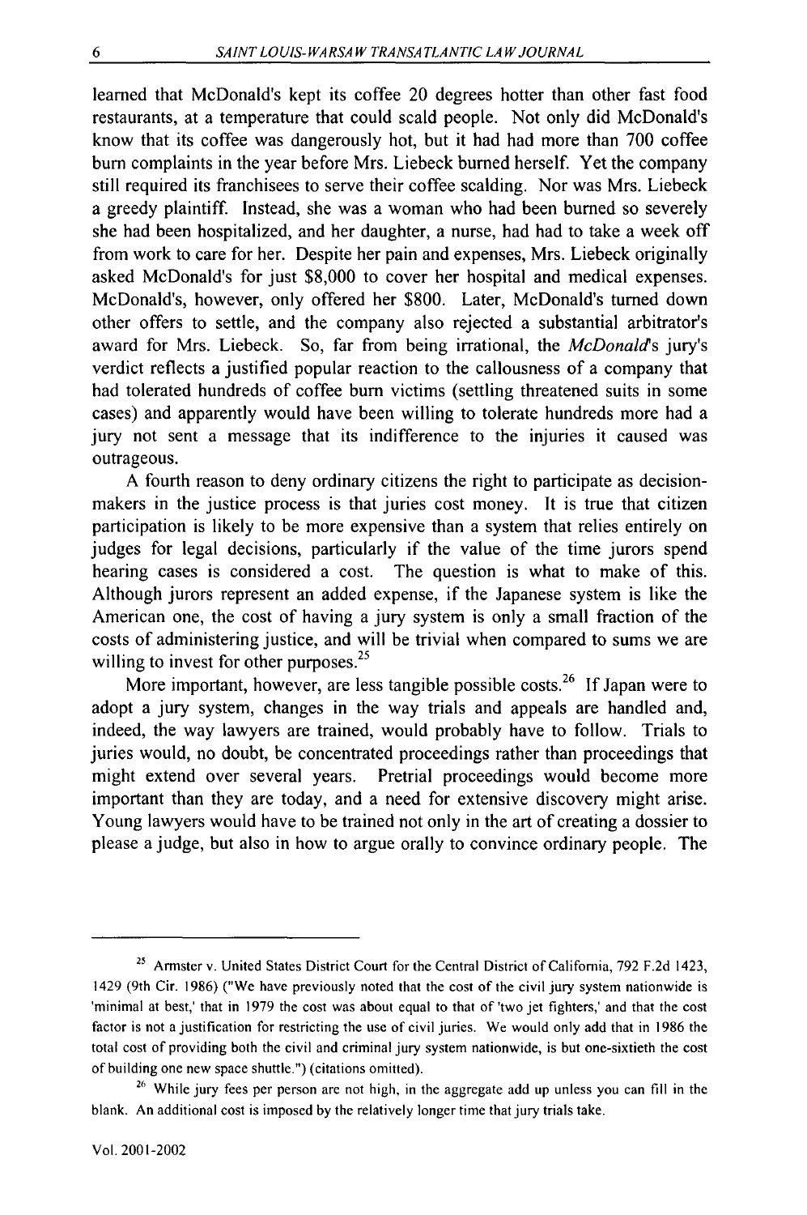learned that McDonald's kept its coffee 20 degrees hotter than other fast food restaurants, at a temperature that could scald people. Not only did McDonald's know that its coffee was dangerously hot, but it had had more than 700 coffee burn complaints in the year before Mrs. Liebeck burned herself. Yet the company still required its franchisees to serve their coffee scalding. Nor was Mrs. Liebeck a greedy plaintiff. Instead, she was a woman who had been burned so severely she had been hospitalized, and her daughter, a nurse, had had to take a week off from work to care for her. Despite her pain and expenses, Mrs. Liebeck originally asked McDonald's for just $8,000 to cover her hospital and medical expenses. McDonald's, however, only offered her $800. Later, McDonald's turned down other offers to settle, and the company also rejected a substantial arbitrator's award for Mrs. Liebeck. So, far from being irrational, the *McDonald's* jury's verdict reflects a justified popular reaction to the callousness of a company that had tolerated hundreds of coffee burn victims (settling threatened suits in some cases) and apparently would have been willing to tolerate hundreds more had a jury not sent a message that its indifference to the injuries it caused was outrageous.

A fourth reason to deny ordinary citizens the right to participate as decision-makers in the justice process is that juries cost money. It is true that citizen participation is likely to be more expensive than a system that relies entirely on judges for legal decisions, particularly if the value of the time jurors spend hearing cases is considered a cost. The question is what to make of this. Although jurors represent an added expense, if the Japanese system is like the American one, the cost of having a jury system is only a small fraction of the costs of administering justice, and will be trivial when compared to sums we are willing to invest for other purposes.[25]

More important, however, are less tangible possible costs.[26] If Japan were to adopt a jury system, changes in the way trials and appeals are handled and, indeed, the way lawyers are trained, would probably have to follow. Trials to juries would, no doubt, be concentrated proceedings rather than proceedings that might extend over several years. Pretrial proceedings would become more important than they are today, and a need for extensive discovery might arise. Young lawyers would have to be trained not only in the art of creating a dossier to please a judge, but also in how to argue orally to convince ordinary people. The

---

[25] Armster v. United States District Court for the Central District of California, 792 F.2d 1423, 1429 (9th Cir. 1986) ("We have previously noted that the cost of the civil jury system nationwide is 'minimal at best,' that in 1979 the cost was about equal to that of 'two jet fighters,' and that the cost factor is not a justification for restricting the use of civil juries. We would only add that in 1986 the total cost of providing both the civil and criminal jury system nationwide, is but one-sixtieth the cost of building one new space shuttle.") (citations omitted).

[26] While jury fees per person are not high, in the aggregate add up unless you can fill in the blank. An additional cost is imposed by the relatively longer time that jury trials take.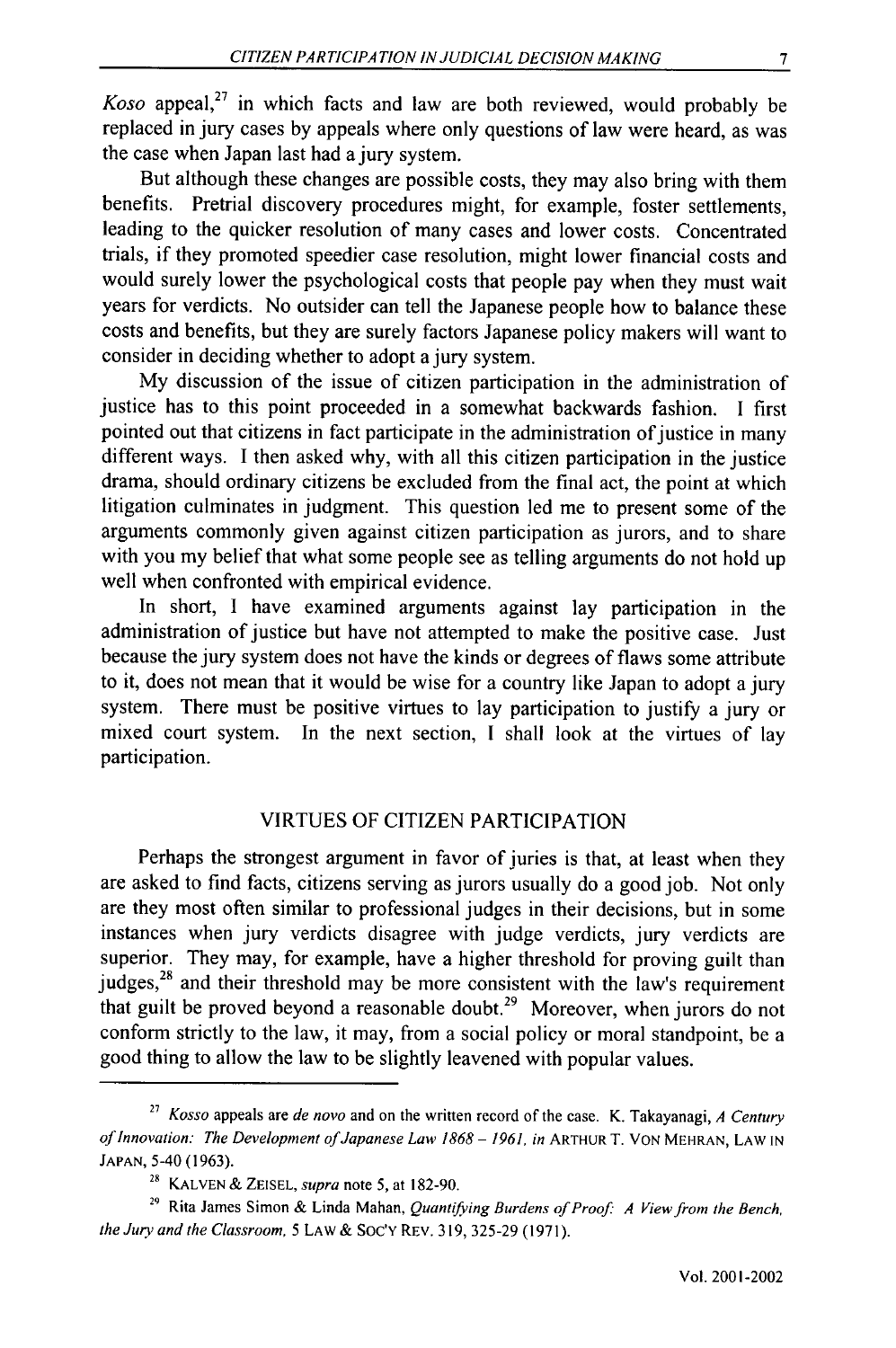*Koso* appeal,[27] in which facts and law are both reviewed, would probably be replaced in jury cases by appeals where only questions of law were heard, as was the case when Japan last had a jury system.

But although these changes are possible costs, they may also bring with them benefits. Pretrial discovery procedures might, for example, foster settlements, leading to the quicker resolution of many cases and lower costs. Concentrated trials, if they promoted speedier case resolution, might lower financial costs and would surely lower the psychological costs that people pay when they must wait years for verdicts. No outsider can tell the Japanese people how to balance these costs and benefits, but they are surely factors Japanese policy makers will want to consider in deciding whether to adopt a jury system.

My discussion of the issue of citizen participation in the administration of justice has to this point proceeded in a somewhat backwards fashion. I first pointed out that citizens in fact participate in the administration of justice in many different ways. I then asked why, with all this citizen participation in the justice drama, should ordinary citizens be excluded from the final act, the point at which litigation culminates in judgment. This question led me to present some of the arguments commonly given against citizen participation as jurors, and to share with you my belief that what some people see as telling arguments do not hold up well when confronted with empirical evidence.

In short, I have examined arguments against lay participation in the administration of justice but have not attempted to make the positive case. Just because the jury system does not have the kinds or degrees of flaws some attribute to it, does not mean that it would be wise for a country like Japan to adopt a jury system. There must be positive virtues to lay participation to justify a jury or mixed court system. In the next section, I shall look at the virtues of lay participation.

## VIRTUES OF CITIZEN PARTICIPATION

Perhaps the strongest argument in favor of juries is that, at least when they are asked to find facts, citizens serving as jurors usually do a good job. Not only are they most often similar to professional judges in their decisions, but in some instances when jury verdicts disagree with judge verdicts, jury verdicts are superior. They may, for example, have a higher threshold for proving guilt than judges,[28] and their threshold may be more consistent with the law's requirement that guilt be proved beyond a reasonable doubt.[29] Moreover, when jurors do not conform strictly to the law, it may, from a social policy or moral standpoint, be a good thing to allow the law to be slightly leavened with popular values.

---

[27] *Kosso* appeals are *de novo* and on the written record of the case. K. Takayanagi, *A Century of Innovation: The Development of Japanese Law 1868 – 1961*, *in* ARTHUR T. VON MEHRAN, LAW IN JAPAN, 5-40 (1963).

[28] KALVEN & ZEISEL, *supra* note 5, at 182-90.

[29] Rita James Simon & Linda Mahan, *Quantifying Burdens of Proof: A View from the Bench, the Jury and the Classroom*, 5 LAW & SOC'Y REV. 319, 325-29 (1971).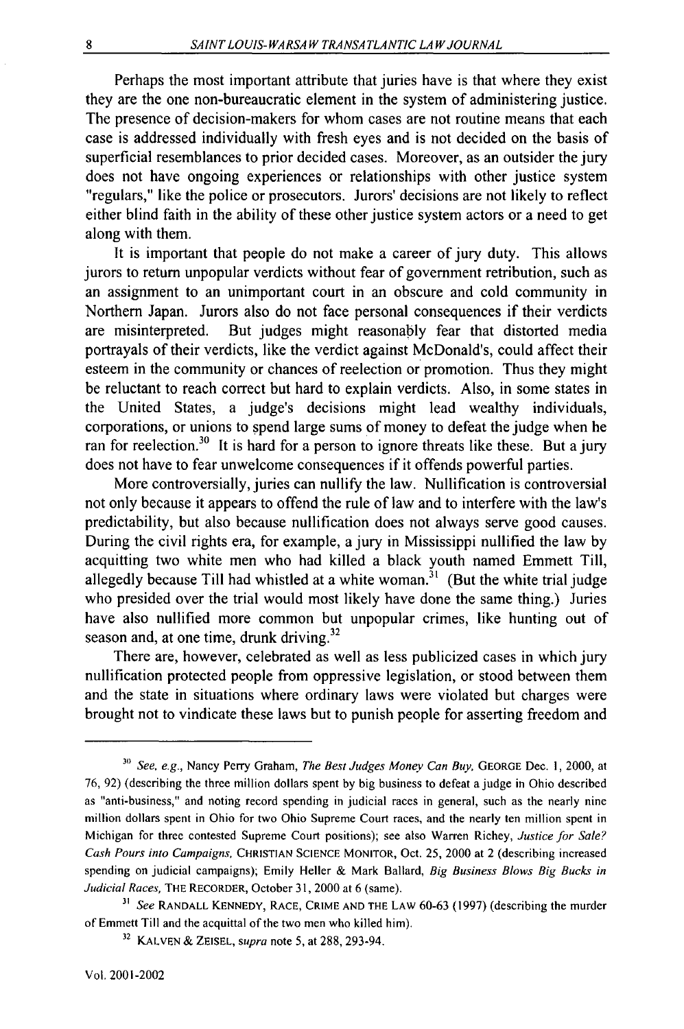Perhaps the most important attribute that juries have is that where they exist they are the one non-bureaucratic element in the system of administering justice. The presence of decision-makers for whom cases are not routine means that each case is addressed individually with fresh eyes and is not decided on the basis of superficial resemblances to prior decided cases. Moreover, as an outsider the jury does not have ongoing experiences or relationships with other justice system "regulars," like the police or prosecutors. Jurors' decisions are not likely to reflect either blind faith in the ability of these other justice system actors or a need to get along with them.

It is important that people do not make a career of jury duty. This allows jurors to return unpopular verdicts without fear of government retribution, such as an assignment to an unimportant court in an obscure and cold community in Northern Japan. Jurors also do not face personal consequences if their verdicts are misinterpreted. But judges might reasonably fear that distorted media portrayals of their verdicts, like the verdict against McDonald's, could affect their esteem in the community or chances of reelection or promotion. Thus they might be reluctant to reach correct but hard to explain verdicts. Also, in some states in the United States, a judge's decisions might lead wealthy individuals, corporations, or unions to spend large sums of money to defeat the judge when he ran for reelection.[30] It is hard for a person to ignore threats like these. But a jury does not have to fear unwelcome consequences if it offends powerful parties.

More controversially, juries can nullify the law. Nullification is controversial not only because it appears to offend the rule of law and to interfere with the law's predictability, but also because nullification does not always serve good causes. During the civil rights era, for example, a jury in Mississippi nullified the law by acquitting two white men who had killed a black youth named Emmett Till, allegedly because Till had whistled at a white woman.[31] (But the white trial judge who presided over the trial would most likely have done the same thing.) Juries have also nullified more common but unpopular crimes, like hunting out of season and, at one time, drunk driving.[32]

There are, however, celebrated as well as less publicized cases in which jury nullification protected people from oppressive legislation, or stood between them and the state in situations where ordinary laws were violated but charges were brought not to vindicate these laws but to punish people for asserting freedom and

---

[30] *See, e.g.*, Nancy Perry Graham, *The Best Judges Money Can Buy*, GEORGE Dec. 1, 2000, at 76, 92) (describing the three million dollars spent by big business to defeat a judge in Ohio described as "anti-business," and noting record spending in judicial races in general, such as the nearly nine million dollars spent in Ohio for two Ohio Supreme Court races, and the nearly ten million spent in Michigan for three contested Supreme Court positions); see also Warren Richey, *Justice for Sale? Cash Pours into Campaigns*, CHRISTIAN SCIENCE MONITOR, Oct. 25, 2000 at 2 (describing increased spending on judicial campaigns); Emily Heller & Mark Ballard, *Big Business Blows Big Bucks in Judicial Races*, THE RECORDER, October 31, 2000 at 6 (same).

[31] *See* RANDALL KENNEDY, RACE, CRIME AND THE LAW 60-63 (1997) (describing the murder of Emmett Till and the acquittal of the two men who killed him).

[32] KALVEN & ZEISEL, *supra* note 5, at 288, 293-94.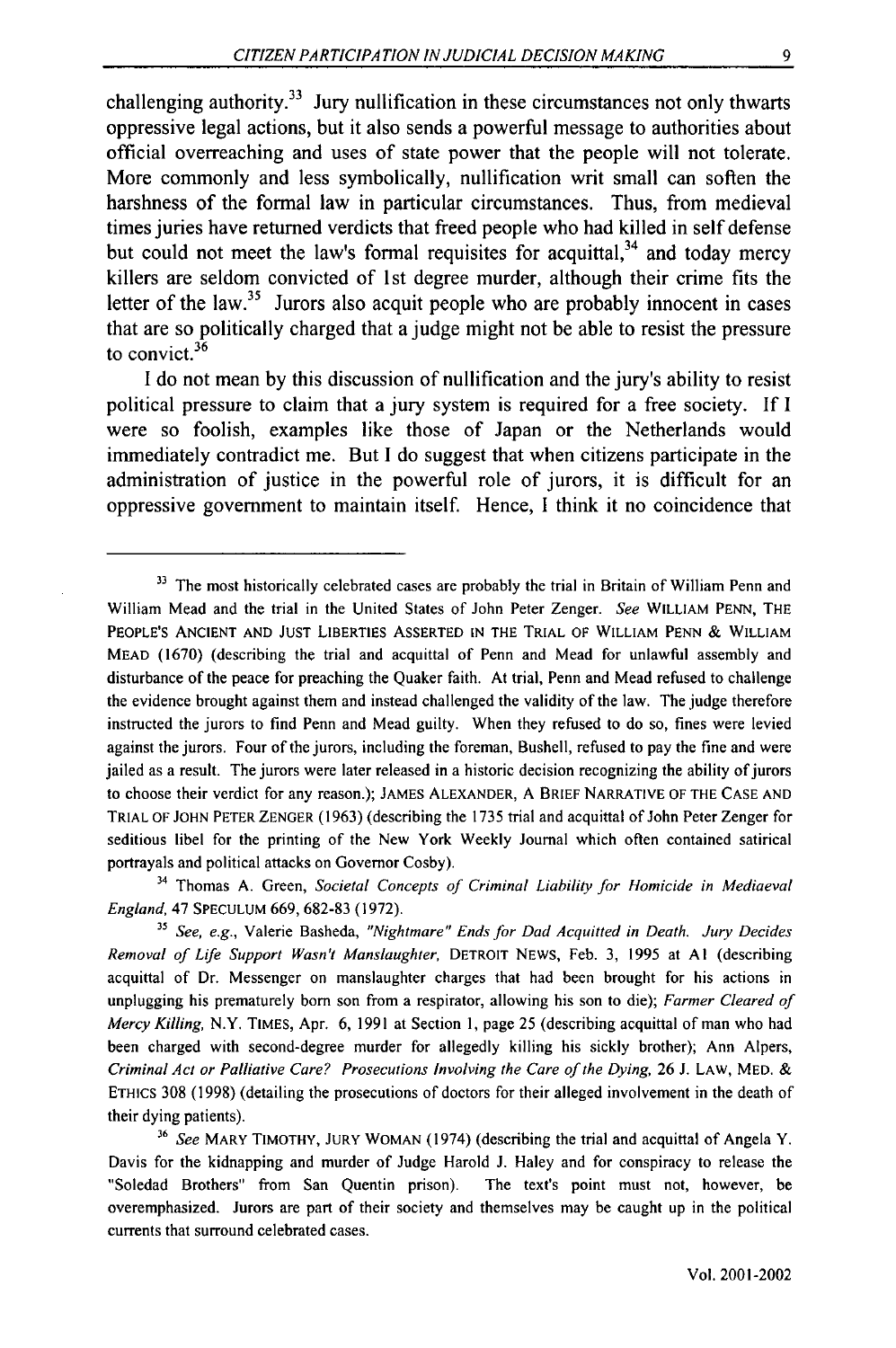challenging authority.[33] Jury nullification in these circumstances not only thwarts oppressive legal actions, but it also sends a powerful message to authorities about official overreaching and uses of state power that the people will not tolerate. More commonly and less symbolically, nullification writ small can soften the harshness of the formal law in particular circumstances. Thus, from medieval times juries have returned verdicts that freed people who had killed in self defense but could not meet the law's formal requisites for acquittal,[34] and today mercy killers are seldom convicted of 1st degree murder, although their crime fits the letter of the law.[35] Jurors also acquit people who are probably innocent in cases that are so politically charged that a judge might not be able to resist the pressure to convict.[36]

I do not mean by this discussion of nullification and the jury's ability to resist political pressure to claim that a jury system is required for a free society. If I were so foolish, examples like those of Japan or the Netherlands would immediately contradict me. But I do suggest that when citizens participate in the administration of justice in the powerful role of jurors, it is difficult for an oppressive government to maintain itself. Hence, I think it no coincidence that

---

[33] The most historically celebrated cases are probably the trial in Britain of William Penn and William Mead and the trial in the United States of John Peter Zenger. *See* WILLIAM PENN, THE PEOPLE'S ANCIENT AND JUST LIBERTIES ASSERTED IN THE TRIAL OF WILLIAM PENN & WILLIAM MEAD (1670) (describing the trial and acquittal of Penn and Mead for unlawful assembly and disturbance of the peace for preaching the Quaker faith. At trial, Penn and Mead refused to challenge the evidence brought against them and instead challenged the validity of the law. The judge therefore instructed the jurors to find Penn and Mead guilty. When they refused to do so, fines were levied against the jurors. Four of the jurors, including the foreman, Bushell, refused to pay the fine and were jailed as a result. The jurors were later released in a historic decision recognizing the ability of jurors to choose their verdict for any reason.); JAMES ALEXANDER, A BRIEF NARRATIVE OF THE CASE AND TRIAL OF JOHN PETER ZENGER (1963) (describing the 1735 trial and acquittal of John Peter Zenger for seditious libel for the printing of the New York Weekly Journal which often contained satirical portrayals and political attacks on Governor Cosby).

[34] Thomas A. Green, *Societal Concepts of Criminal Liability for Homicide in Mediaeval England*, 47 SPECULUM 669, 682-83 (1972).

[35] *See, e.g.*, Valerie Basheda, *"Nightmare" Ends for Dad Acquitted in Death. Jury Decides Removal of Life Support Wasn't Manslaughter*, DETROIT NEWS, Feb. 3, 1995 at A1 (describing acquittal of Dr. Messenger on manslaughter charges that had been brought for his actions in unplugging his prematurely born son from a respirator, allowing his son to die); *Farmer Cleared of Mercy Killing*, N.Y. TIMES, Apr. 6, 1991 at Section 1, page 25 (describing acquittal of man who had been charged with second-degree murder for allegedly killing his sickly brother); Ann Alpers, *Criminal Act or Palliative Care? Prosecutions Involving the Care of the Dying*, 26 J. LAW, MED. & ETHICS 308 (1998) (detailing the prosecutions of doctors for their alleged involvement in the death of their dying patients).

[36] *See* MARY TIMOTHY, JURY WOMAN (1974) (describing the trial and acquittal of Angela Y. Davis for the kidnapping and murder of Judge Harold J. Haley and for conspiracy to release the "Soledad Brothers" from San Quentin prison). The text's point must not, however, be overemphasized. Jurors are part of their society and themselves may be caught up in the political currents that surround celebrated cases.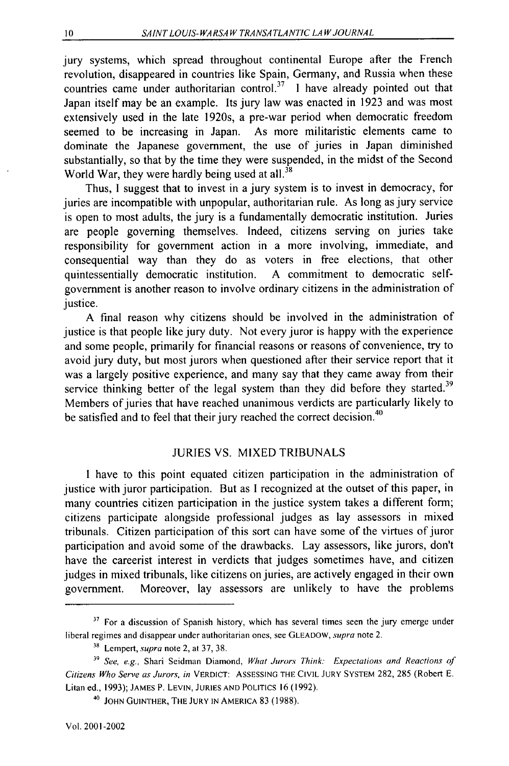jury systems, which spread throughout continental Europe after the French revolution, disappeared in countries like Spain, Germany, and Russia when these countries came under authoritarian control.[37] I have already pointed out that Japan itself may be an example. Its jury law was enacted in 1923 and was most extensively used in the late 1920s, a pre-war period when democratic freedom seemed to be increasing in Japan. As more militaristic elements came to dominate the Japanese government, the use of juries in Japan diminished substantially, so that by the time they were suspended, in the midst of the Second World War, they were hardly being used at all.[38]

Thus, I suggest that to invest in a jury system is to invest in democracy, for juries are incompatible with unpopular, authoritarian rule. As long as jury service is open to most adults, the jury is a fundamentally democratic institution. Juries are people governing themselves. Indeed, citizens serving on juries take responsibility for government action in a more involving, immediate, and consequential way than they do as voters in free elections, that other quintessentially democratic institution. A commitment to democratic self-government is another reason to involve ordinary citizens in the administration of justice.

A final reason why citizens should be involved in the administration of justice is that people like jury duty. Not every juror is happy with the experience and some people, primarily for financial reasons or reasons of convenience, try to avoid jury duty, but most jurors when questioned after their service report that it was a largely positive experience, and many say that they came away from their service thinking better of the legal system than they did before they started.[39] Members of juries that have reached unanimous verdicts are particularly likely to be satisfied and to feel that their jury reached the correct decision.[40]

## JURIES VS. MIXED TRIBUNALS

I have to this point equated citizen participation in the administration of justice with juror participation. But as I recognized at the outset of this paper, in many countries citizen participation in the justice system takes a different form; citizens participate alongside professional judges as lay assessors in mixed tribunals. Citizen participation of this sort can have some of the virtues of juror participation and avoid some of the drawbacks. Lay assessors, like jurors, don't have the careerist interest in verdicts that judges sometimes have, and citizen judges in mixed tribunals, like citizens on juries, are actively engaged in their own government. Moreover, lay assessors are unlikely to have the problems

---

[37] For a discussion of Spanish history, which has several times seen the jury emerge under liberal regimes and disappear under authoritarian ones, see GLEADOW, *supra* note 2.

[38] Lempert, *supra* note 2, at 37, 38.

[39] *See, e.g.*, Shari Seidman Diamond, *What Jurors Think: Expectations and Reactions of Citizens Who Serve as Jurors*, *in* VERDICT: ASSESSING THE CIVIL JURY SYSTEM 282, 285 (Robert E. Litan ed., 1993); JAMES P. LEVIN, JURIES AND POLITICS 16 (1992).

[40] JOHN GUINTHER, THE JURY IN AMERICA 83 (1988).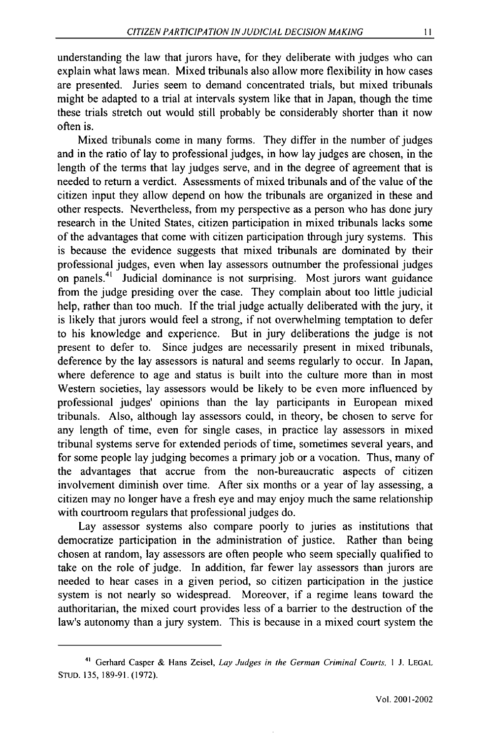understanding the law that jurors have, for they deliberate with judges who can explain what laws mean. Mixed tribunals also allow more flexibility in how cases are presented. Juries seem to demand concentrated trials, but mixed tribunals might be adapted to a trial at intervals system like that in Japan, though the time these trials stretch out would still probably be considerably shorter than it now often is.

Mixed tribunals come in many forms. They differ in the number of judges and in the ratio of lay to professional judges, in how lay judges are chosen, in the length of the terms that lay judges serve, and in the degree of agreement that is needed to return a verdict. Assessments of mixed tribunals and of the value of the citizen input they allow depend on how the tribunals are organized in these and other respects. Nevertheless, from my perspective as a person who has done jury research in the United States, citizen participation in mixed tribunals lacks some of the advantages that come with citizen participation through jury systems. This is because the evidence suggests that mixed tribunals are dominated by their professional judges, even when lay assessors outnumber the professional judges on panels.[41] Judicial dominance is not surprising. Most jurors want guidance from the judge presiding over the case. They complain about too little judicial help, rather than too much. If the trial judge actually deliberated with the jury, it is likely that jurors would feel a strong, if not overwhelming temptation to defer to his knowledge and experience. But in jury deliberations the judge is not present to defer to. Since judges are necessarily present in mixed tribunals, deference by the lay assessors is natural and seems regularly to occur. In Japan, where deference to age and status is built into the culture more than in most Western societies, lay assessors would be likely to be even more influenced by professional judges' opinions than the lay participants in European mixed tribunals. Also, although lay assessors could, in theory, be chosen to serve for any length of time, even for single cases, in practice lay assessors in mixed tribunal systems serve for extended periods of time, sometimes several years, and for some people lay judging becomes a primary job or a vocation. Thus, many of the advantages that accrue from the non-bureaucratic aspects of citizen involvement diminish over time. After six months or a year of lay assessing, a citizen may no longer have a fresh eye and may enjoy much the same relationship with courtroom regulars that professional judges do.

Lay assessor systems also compare poorly to juries as institutions that democratize participation in the administration of justice. Rather than being chosen at random, lay assessors are often people who seem specially qualified to take on the role of judge. In addition, far fewer lay assessors than jurors are needed to hear cases in a given period, so citizen participation in the justice system is not nearly so widespread. Moreover, if a regime leans toward the authoritarian, the mixed court provides less of a barrier to the destruction of the law's autonomy than a jury system. This is because in a mixed court system the

---

[41] Gerhard Casper & Hans Zeisel, *Lay Judges in the German Criminal Courts*, 1 J. LEGAL STUD. 135, 189-91. (1972).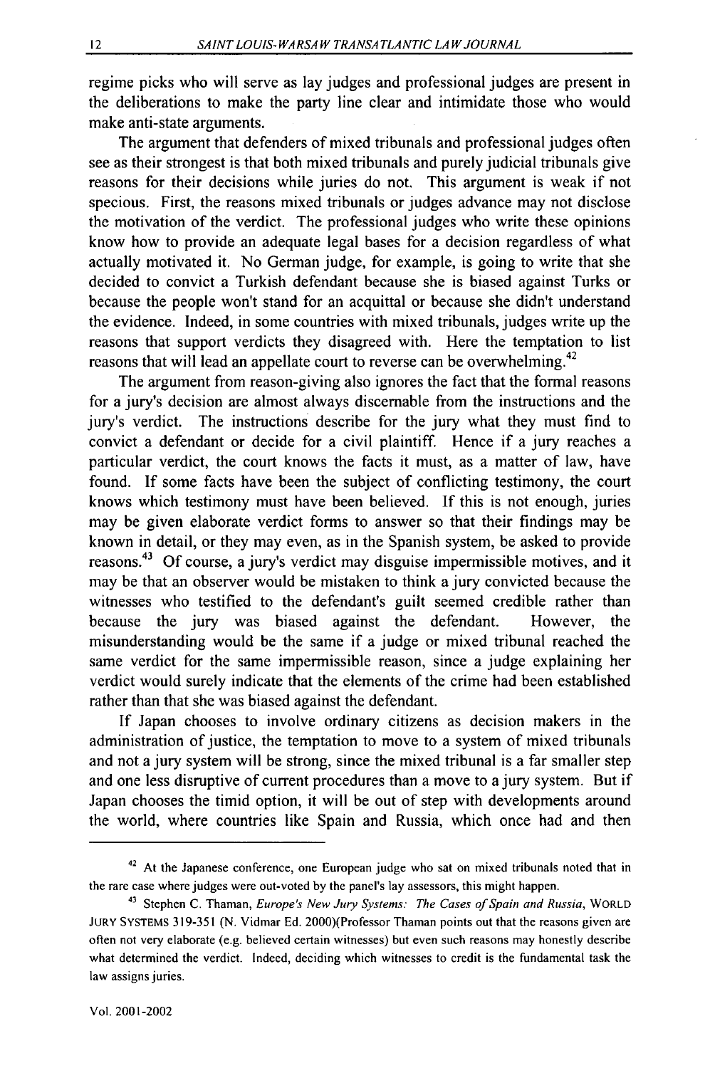regime picks who will serve as lay judges and professional judges are present in the deliberations to make the party line clear and intimidate those who would make anti-state arguments.

The argument that defenders of mixed tribunals and professional judges often see as their strongest is that both mixed tribunals and purely judicial tribunals give reasons for their decisions while juries do not. This argument is weak if not specious. First, the reasons mixed tribunals or judges advance may not disclose the motivation of the verdict. The professional judges who write these opinions know how to provide an adequate legal bases for a decision regardless of what actually motivated it. No German judge, for example, is going to write that she decided to convict a Turkish defendant because she is biased against Turks or because the people won't stand for an acquittal or because she didn't understand the evidence. Indeed, in some countries with mixed tribunals, judges write up the reasons that support verdicts they disagreed with. Here the temptation to list reasons that will lead an appellate court to reverse can be overwhelming.[42]

The argument from reason-giving also ignores the fact that the formal reasons for a jury's decision are almost always discernable from the instructions and the jury's verdict. The instructions describe for the jury what they must find to convict a defendant or decide for a civil plaintiff. Hence if a jury reaches a particular verdict, the court knows the facts it must, as a matter of law, have found. If some facts have been the subject of conflicting testimony, the court knows which testimony must have been believed. If this is not enough, juries may be given elaborate verdict forms to answer so that their findings may be known in detail, or they may even, as in the Spanish system, be asked to provide reasons.[43] Of course, a jury's verdict may disguise impermissible motives, and it may be that an observer would be mistaken to think a jury convicted because the witnesses who testified to the defendant's guilt seemed credible rather than because the jury was biased against the defendant. However, the misunderstanding would be the same if a judge or mixed tribunal reached the same verdict for the same impermissible reason, since a judge explaining her verdict would surely indicate that the elements of the crime had been established rather than that she was biased against the defendant.

If Japan chooses to involve ordinary citizens as decision makers in the administration of justice, the temptation to move to a system of mixed tribunals and not a jury system will be strong, since the mixed tribunal is a far smaller step and one less disruptive of current procedures than a move to a jury system. But if Japan chooses the timid option, it will be out of step with developments around the world, where countries like Spain and Russia, which once had and then

[42] At the Japanese conference, one European judge who sat on mixed tribunals noted that in the rare case where judges were out-voted by the panel's lay assessors, this might happen.

[43] Stephen C. Thaman, *Europe's New Jury Systems: The Cases of Spain and Russia*, WORLD JURY SYSTEMS 319-351 (N. Vidmar Ed. 2000)(Professor Thaman points out that the reasons given are often not very elaborate (e.g. believed certain witnesses) but even such reasons may honestly describe what determined the verdict. Indeed, deciding which witnesses to credit is the fundamental task the law assigns juries.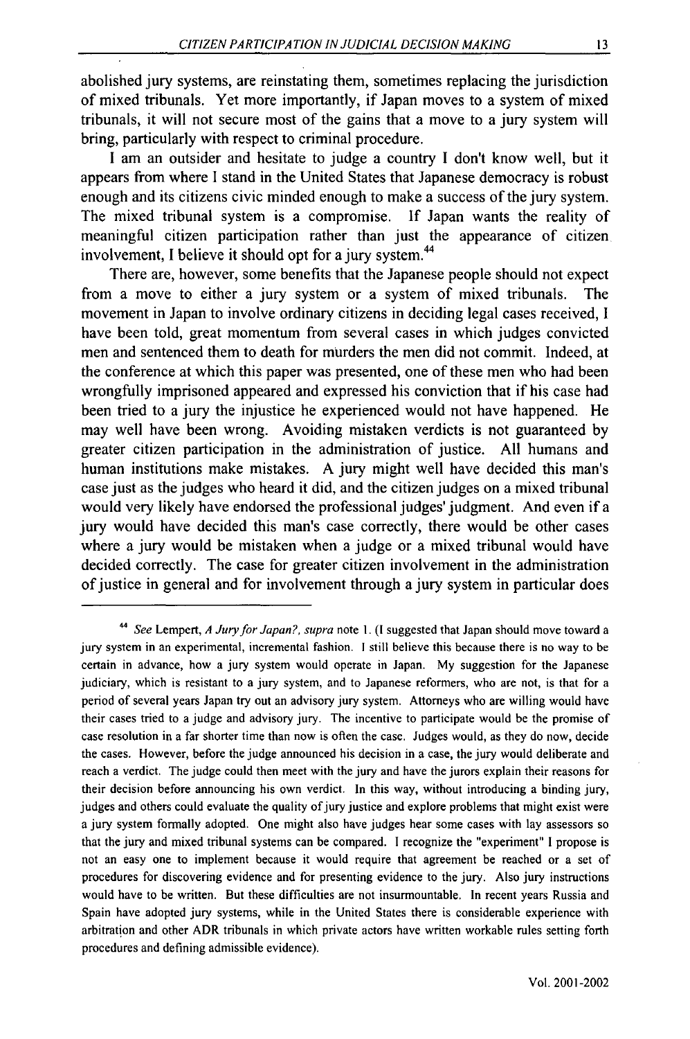abolished jury systems, are reinstating them, sometimes replacing the jurisdiction of mixed tribunals. Yet more importantly, if Japan moves to a system of mixed tribunals, it will not secure most of the gains that a move to a jury system will bring, particularly with respect to criminal procedure.

I am an outsider and hesitate to judge a country I don't know well, but it appears from where I stand in the United States that Japanese democracy is robust enough and its citizens civic minded enough to make a success of the jury system. The mixed tribunal system is a compromise. If Japan wants the reality of meaningful citizen participation rather than just the appearance of citizen involvement, I believe it should opt for a jury system.[44]

There are, however, some benefits that the Japanese people should not expect from a move to either a jury system or a system of mixed tribunals. The movement in Japan to involve ordinary citizens in deciding legal cases received, I have been told, great momentum from several cases in which judges convicted men and sentenced them to death for murders the men did not commit. Indeed, at the conference at which this paper was presented, one of these men who had been wrongfully imprisoned appeared and expressed his conviction that if his case had been tried to a jury the injustice he experienced would not have happened. He may well have been wrong. Avoiding mistaken verdicts is not guaranteed by greater citizen participation in the administration of justice. All humans and human institutions make mistakes. A jury might well have decided this man's case just as the judges who heard it did, and the citizen judges on a mixed tribunal would very likely have endorsed the professional judges' judgment. And even if a jury would have decided this man's case correctly, there would be other cases where a jury would be mistaken when a judge or a mixed tribunal would have decided correctly. The case for greater citizen involvement in the administration of justice in general and for involvement through a jury system in particular does

---

[44] *See* Lempert, *A Jury for Japan?*, *supra* note 1. (I suggested that Japan should move toward a jury system in an experimental, incremental fashion. I still believe this because there is no way to be certain in advance, how a jury system would operate in Japan. My suggestion for the Japanese judiciary, which is resistant to a jury system, and to Japanese reformers, who are not, is that for a period of several years Japan try out an advisory jury system. Attorneys who are willing would have their cases tried to a judge and advisory jury. The incentive to participate would be the promise of case resolution in a far shorter time than now is often the case. Judges would, as they do now, decide the cases. However, before the judge announced his decision in a case, the jury would deliberate and reach a verdict. The judge could then meet with the jury and have the jurors explain their reasons for their decision before announcing his own verdict. In this way, without introducing a binding jury, judges and others could evaluate the quality of jury justice and explore problems that might exist were a jury system formally adopted. One might also have judges hear some cases with lay assessors so that the jury and mixed tribunal systems can be compared. I recognize the "experiment" I propose is not an easy one to implement because it would require that agreement be reached or a set of procedures for discovering evidence and for presenting evidence to the jury. Also jury instructions would have to be written. But these difficulties are not insurmountable. In recent years Russia and Spain have adopted jury systems, while in the United States there is considerable experience with arbitration and other ADR tribunals in which private actors have written workable rules setting forth procedures and defining admissible evidence).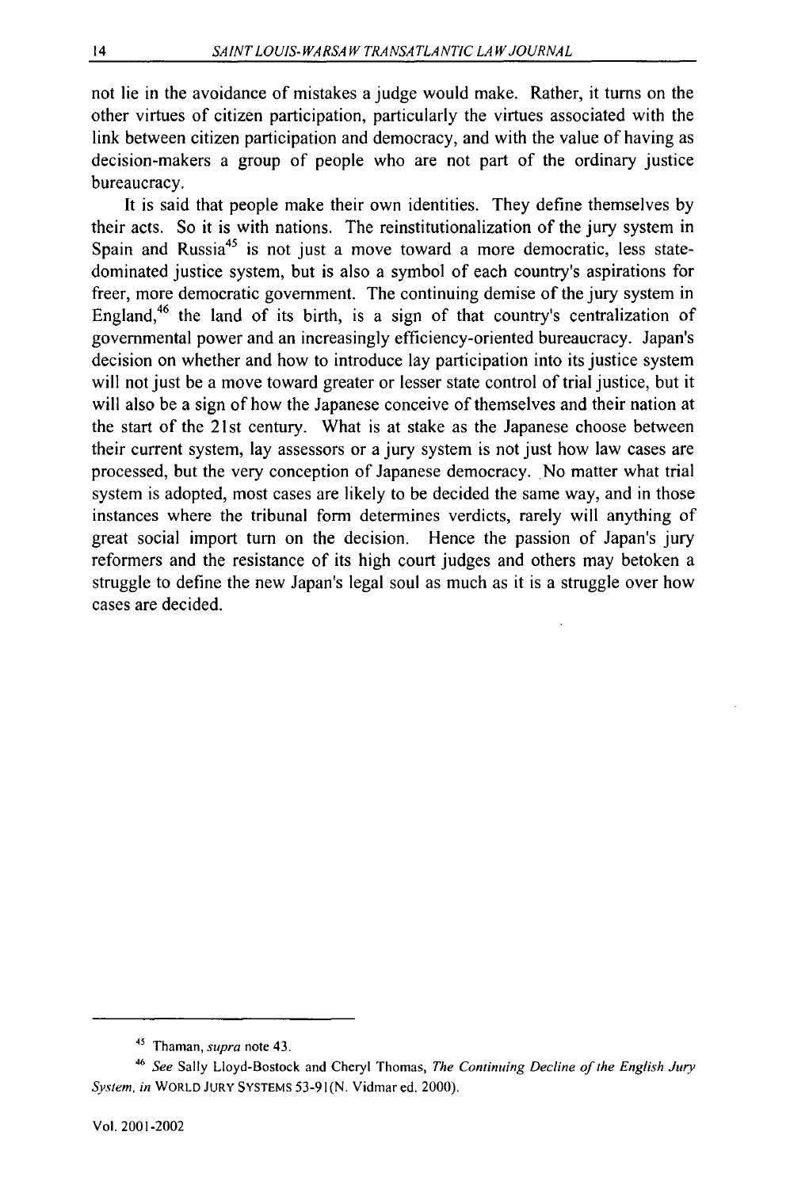not lie in the avoidance of mistakes a judge would make. Rather, it turns on the other virtues of citizen participation, particularly the virtues associated with the link between citizen participation and democracy, and with the value of having as decision-makers a group of people who are not part of the ordinary justice bureaucracy.

It is said that people make their own identities. They define themselves by their acts. So it is with nations. The reinstitutionalization of the jury system in Spain and Russia[45] is not just a move toward a more democratic, less state-dominated justice system, but is also a symbol of each country's aspirations for freer, more democratic government. The continuing demise of the jury system in England,[46] the land of its birth, is a sign of that country's centralization of governmental power and an increasingly efficiency-oriented bureaucracy. Japan's decision on whether and how to introduce lay participation into its justice system will not just be a move toward greater or lesser state control of trial justice, but it will also be a sign of how the Japanese conceive of themselves and their nation at the start of the 21st century. What is at stake as the Japanese choose between their current system, lay assessors or a jury system is not just how law cases are processed, but the very conception of Japanese democracy. No matter what trial system is adopted, most cases are likely to be decided the same way, and in those instances where the tribunal form determines verdicts, rarely will anything of great social import turn on the decision. Hence the passion of Japan's jury reformers and the resistance of its high court judges and others may betoken a struggle to define the new Japan's legal soul as much as it is a struggle over how cases are decided.

---

[45] Thaman, *supra* note 43.

[46] *See* Sally Lloyd-Bostock and Cheryl Thomas, *The Continuing Decline of the English Jury System*, *in* WORLD JURY SYSTEMS 53-91 (N. Vidmar ed. 2000).